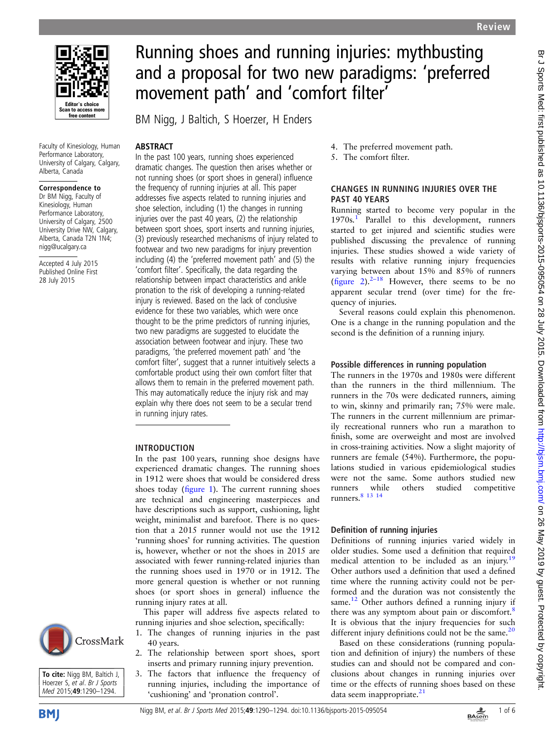# Running shoes and running injuries: mythbusting and a proposal for two new paradigms: 'preferred movement path' and 'comfort filter'

BM Nigg, J Baltich, S Hoerzer, H Enders

Faculty of Kinesiology, Human Performance Laboratory, University of Calgary, Calgary, Alberta, Canada

**Correspondence to**
Dr BM Nigg, Faculty of Kinesiology, Human Performance Laboratory, University of Calgary, 2500 University Drive NW, Calgary, Alberta, Canada T2N 1N4; nigg@ucalgary.ca

Accepted 4 July 2015
Published Online First 28 July 2015

**To cite:** Nigg BM, Baltich J, Hoerzer S, *et al*. *Br J Sports Med* 2015;**49**:1290–1294.

## ABSTRACT

In the past 100 years, running shoes experienced dramatic changes. The question then arises whether or not running shoes (or sport shoes in general) influence the frequency of running injuries at all. This paper addresses five aspects related to running injuries and shoe selection, including (1) the changes in running injuries over the past 40 years, (2) the relationship between sport shoes, sport inserts and running injuries, (3) previously researched mechanisms of injury related to footwear and two new paradigms for injury prevention including (4) the 'preferred movement path' and (5) the 'comfort filter'. Specifically, the data regarding the relationship between impact characteristics and ankle pronation to the risk of developing a running-related injury is reviewed. Based on the lack of conclusive evidence for these two variables, which were once thought to be the prime predictors of running injuries, two new paradigms are suggested to elucidate the association between footwear and injury. These two paradigms, 'the preferred movement path' and 'the comfort filter', suggest that a runner intuitively selects a comfortable product using their own comfort filter that allows them to remain in the preferred movement path. This may automatically reduce the injury risk and may explain why there does not seem to be a secular trend in running injury rates.

## INTRODUCTION

In the past 100 years, running shoe designs have experienced dramatic changes. The running shoes in 1912 were shoes that would be considered dress shoes today (figure 1). The current running shoes are technical and engineering masterpieces and have descriptions such as support, cushioning, light weight, minimalist and barefoot. There is no question that a 2015 runner would not use the 1912 'running shoes' for running activities. The question is, however, whether or not the shoes in 2015 are associated with fewer running-related injuries than the running shoes used in 1970 or in 1912. The more general question is whether or not running shoes (or sport shoes in general) influence the running injury rates at all.

This paper will address five aspects related to running injuries and shoe selection, specifically:

1. The changes of running injuries in the past 40 years.
2. The relationship between sport shoes, sport inserts and primary running injury prevention.
3. The factors that influence the frequency of running injuries, including the importance of 'cushioning' and 'pronation control'.
4. The preferred movement path.
5. The comfort filter.

## CHANGES IN RUNNING INJURIES OVER THE PAST 40 YEARS

Running started to become very popular in the 1970s.[1] Parallel to this development, runners started to get injured and scientific studies were published discussing the prevalence of running injuries. These studies showed a wide variety of results with relative running injury frequencies varying between about 15% and 85% of runners (figure 2).[2–18] However, there seems to be no apparent secular trend (over time) for the frequency of injuries.

Several reasons could explain this phenomenon. One is a change in the running population and the second is the definition of a running injury.

### Possible differences in running population

The runners in the 1970s and 1980s were different than the runners in the third millennium. The runners in the 70s were dedicated runners, aiming to win, skinny and primarily ran; 75% were male. The runners in the current millennium are primarily recreational runners who run a marathon to finish, some are overweight and most are involved in cross-training activities. Now a slight majority of runners are female (54%). Furthermore, the populations studied in various epidemiological studies were not the same. Some authors studied new runners while others studied competitive runners.[8 13 14]

### Definition of running injuries

Definitions of running injuries varied widely in older studies. Some used a definition that required medical attention to be included as an injury.[19] Other authors used a definition that used a defined time where the running activity could not be performed and the duration was not consistently the same.[12] Other authors defined a running injury if there was any symptom about pain or discomfort.[8] It is obvious that the injury frequencies for such different injury definitions could not be the same.[20]

Based on these considerations (running population and definition of injury) the numbers of these studies can and should not be compared and conclusions about changes in running injuries over time or the effects of running shoes based on these data seem inappropriate.[21]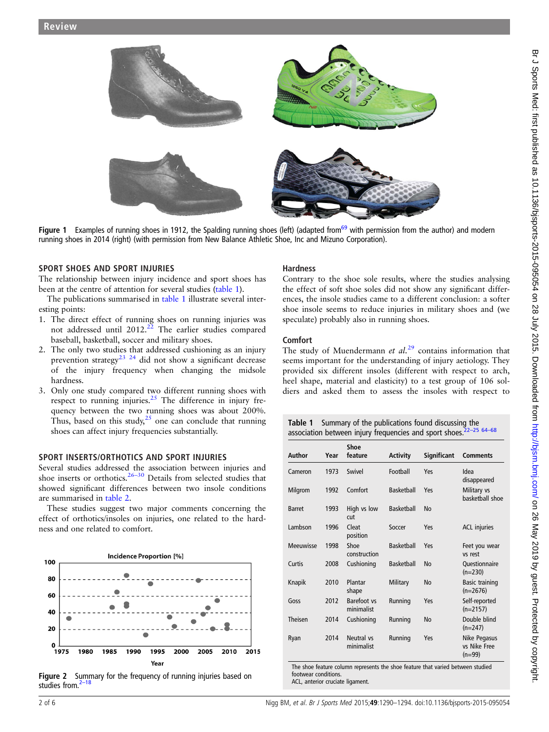Figure 1 Examples of running shoes in 1912, the Spalding running shoes (left) (adapted from[69] with permission from the author) and modern running shoes in 2014 (right) (with permission from New Balance Athletic Shoe, Inc and Mizuno Corporation).

## SPORT SHOES AND SPORT INJURIES

The relationship between injury incidence and sport shoes has been at the centre of attention for several studies (table 1).

The publications summarised in table 1 illustrate several interesting points:

1. The direct effect of running shoes on running injuries was not addressed until 2012.[22] The earlier studies compared baseball, basketball, soccer and military shoes.
2. The only two studies that addressed cushioning as an injury prevention strategy[23 24] did not show a significant decrease of the injury frequency when changing the midsole hardness.
3. Only one study compared two different running shoes with respect to running injuries.[25] The difference in injury frequency between the two running shoes was about 200%. Thus, based on this study,[25] one can conclude that running shoes can affect injury frequencies substantially.

## SPORT INSERTS/ORTHOTICS AND SPORT INJURIES

Several studies addressed the association between injuries and shoe inserts or orthotics.[26–30] Details from selected studies that showed significant differences between two insole conditions are summarised in table 2.

These studies suggest two major comments concerning the effect of orthotics/insoles on injuries, one related to the hardness and one related to comfort.

Figure 2 Summary for the frequency of running injuries based on studies from.[2–18]

### Hardness

Contrary to the shoe sole results, where the studies analysing the effect of soft shoe soles did not show any significant differences, the insole studies came to a different conclusion: a softer shoe insole seems to reduce injuries in military shoes and (we speculate) probably also in running shoes.

### Comfort

The study of Muendermann *et al.*[29] contains information that seems important for the understanding of injury aetiology. They provided six different insoles (different with respect to arch, heel shape, material and elasticity) to a test group of 106 soldiers and asked them to assess the insoles with respect to

**Table 1** Summary of the publications found discussing the association between injury frequencies and sport shoes.[22–25 64–68]

| Author | Year | Shoe feature | Activity | Significant | Comments |
|---|---|---|---|---|---|
| Cameron | 1973 | Swivel | Football | Yes | Idea disappeared |
| Milgrom | 1992 | Comfort | Basketball | Yes | Military vs basketball shoe |
| Barret | 1993 | High vs low cut | Basketball | No | |
| Lambson | 1996 | Cleat position | Soccer | Yes | ACL injuries |
| Meeuwisse | 1998 | Shoe construction | Basketball | Yes | Feet you wear vs rest |
| Curtis | 2008 | Cushioning | Basketball | No | Questionnaire (n=230) |
| Knapik | 2010 | Plantar shape | Military | No | Basic training (n=2676) |
| Goss | 2012 | Barefoot vs minimalist | Running | Yes | Self-reported (n=2157) |
| Theisen | 2014 | Cushioning | Running | No | Double blind (n=247) |
| Ryan | 2014 | Neutral vs minimalist | Running | Yes | Nike Pegasus vs Nike Free (n=99) |

The shoe feature column represents the shoe feature that varied between studied footwear conditions.
ACL, anterior cruciate ligament.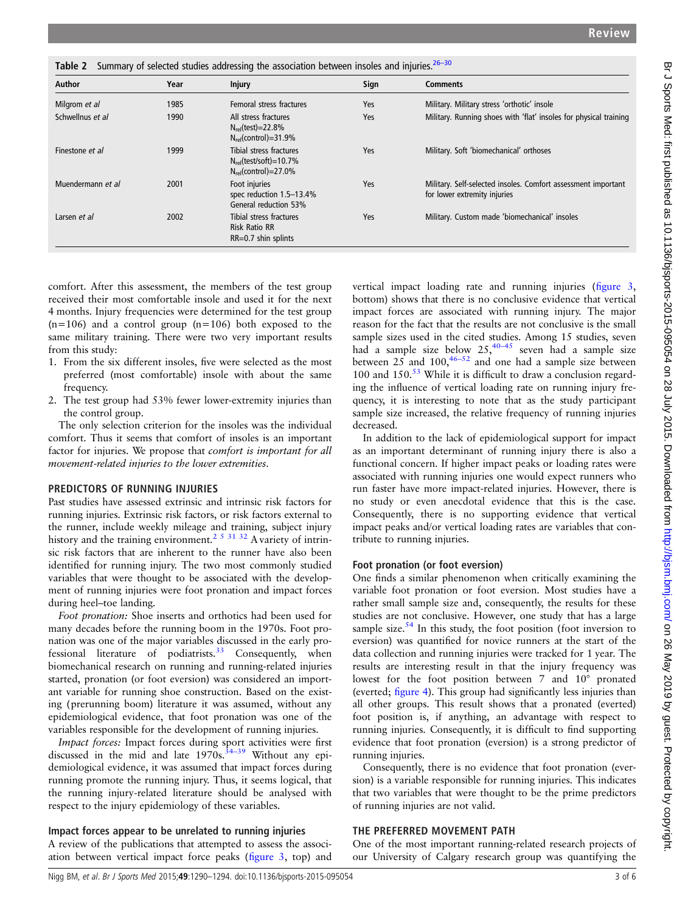**Table 2** Summary of selected studies addressing the association between insoles and injuries.[26–30]

| Author | Year | Injury | Sign | Comments |
|---|---|---|---|---|
| Milgrom *et al* | 1985 | Femoral stress fractures | Yes | Military. Military stress 'orthotic' insole |
| Schwellnus *et al* | 1990 | All stress fractures $N_{rel}$(test)=22.8% $N_{rel}$(control)=31.9% | Yes | Military. Running shoes with 'flat' insoles for physical training |
| Finestone *et al* | 1999 | Tibial stress fractures $N_{rel}$(test/soft)=10.7% $N_{rel}$(control)=27.0% | Yes | Military. Soft 'biomechanical' orthoses |
| Muendermann *et al* | 2001 | Foot injuries spec reduction 1.5–13.4% General reduction 53% | Yes | Military. Self-selected insoles. Comfort assessment important for lower extremity injuries |
| Larsen *et al* | 2002 | Tibial stress fractures Risk Ratio RR RR=0.7 shin splints | Yes | Military. Custom made 'biomechanical' insoles |

comfort. After this assessment, the members of the test group received their most comfortable insole and used it for the next 4 months. Injury frequencies were determined for the test group (n=106) and a control group (n=106) both exposed to the same military training. There were two very important results from this study:

1. From the six different insoles, five were selected as the most preferred (most comfortable) insole with about the same frequency.
2. The test group had 53% fewer lower-extremity injuries than the control group.

The only selection criterion for the insoles was the individual comfort. Thus it seems that comfort of insoles is an important factor for injuries. We propose that *comfort is important for all movement-related injuries to the lower extremities*.

## PREDICTORS OF RUNNING INJURIES

Past studies have assessed extrinsic and intrinsic risk factors for running injuries. Extrinsic risk factors, or risk factors external to the runner, include weekly mileage and training, subject injury history and the training environment.[2 5 31 32] A variety of intrinsic risk factors that are inherent to the runner have also been identified for running injury. The two most commonly studied variables that were thought to be associated with the development of running injuries were foot pronation and impact forces during heel–toe landing.

*Foot pronation:* Shoe inserts and orthotics had been used for many decades before the running boom in the 1970s. Foot pronation was one of the major variables discussed in the early professional literature of podiatrists.[33] Consequently, when biomechanical research on running and running-related injuries started, pronation (or foot eversion) was considered an important variable for running shoe construction. Based on the existing (prerunning boom) literature it was assumed, without any epidemiological evidence, that foot pronation was one of the variables responsible for the development of running injuries.

*Impact forces:* Impact forces during sport activities were first discussed in the mid and late 1970s.[34–39] Without any epidemiological evidence, it was assumed that impact forces during running promote the running injury. Thus, it seems logical, that the running injury-related literature should be analysed with respect to the injury epidemiology of these variables.

### Impact forces appear to be unrelated to running injuries

A review of the publications that attempted to assess the association between vertical impact force peaks (figure 3, top) and vertical impact loading rate and running injuries (figure 3, bottom) shows that there is no conclusive evidence that vertical impact forces are associated with running injury. The major reason for the fact that the results are not conclusive is the small sample sizes used in the cited studies. Among 15 studies, seven had a sample size below 25,[40–45] seven had a sample size between 25 and 100,[46–52] and one had a sample size between 100 and 150.[53] While it is difficult to draw a conclusion regarding the influence of vertical loading rate on running injury frequency, it is interesting to note that as the study participant sample size increased, the relative frequency of running injuries decreased.

In addition to the lack of epidemiological support for impact as an important determinant of running injury there is also a functional concern. If higher impact peaks or loading rates were associated with running injuries one would expect runners who run faster have more impact-related injuries. However, there is no study or even anecdotal evidence that this is the case. Consequently, there is no supporting evidence that vertical impact peaks and/or vertical loading rates are variables that contribute to running injuries.

### Foot pronation (or foot eversion)

One finds a similar phenomenon when critically examining the variable foot pronation or foot eversion. Most studies have a rather small sample size and, consequently, the results for these studies are not conclusive. However, one study that has a large sample size.[54] In this study, the foot position (foot inversion to eversion) was quantified for novice runners at the start of the data collection and running injuries were tracked for 1 year. The results are interesting result in that the injury frequency was lowest for the foot position between 7 and 10° pronated (everted; figure 4). This group had significantly less injuries than all other groups. This result shows that a pronated (everted) foot position is, if anything, an advantage with respect to running injuries. Consequently, it is difficult to find supporting evidence that foot pronation (eversion) is a strong predictor of running injuries.

Consequently, there is no evidence that foot pronation (eversion) is a variable responsible for running injuries. This indicates that two variables that were thought to be the prime predictors of running injuries are not valid.

## THE PREFERRED MOVEMENT PATH

One of the most important running-related research projects of our University of Calgary research group was quantifying the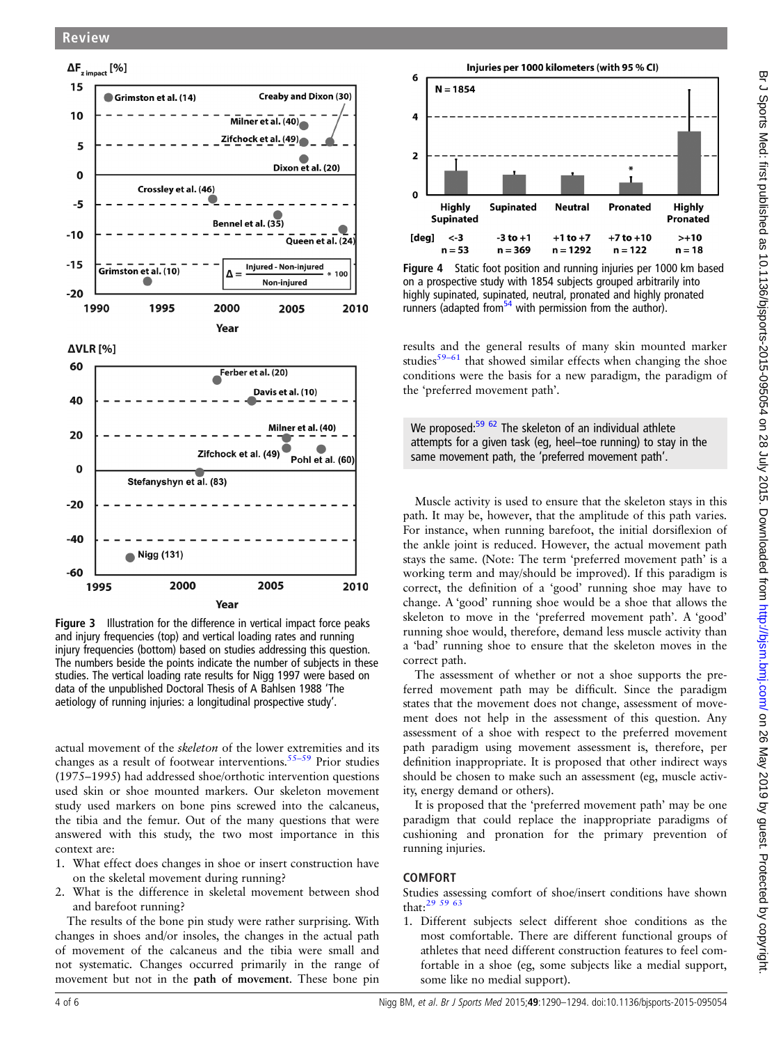Figure 3 Illustration for the difference in vertical impact force peaks and injury frequencies (top) and vertical loading rates and running injury frequencies (bottom) based on studies addressing this question. The numbers beside the points indicate the number of subjects in these studies. The vertical loading rate results for Nigg 1997 were based on data of the unpublished Doctoral Thesis of A Bahlsen 1988 'The aetiology of running injuries: a longitudinal prospective study'.

actual movement of the *skeleton* of the lower extremities and its changes as a result of footwear interventions.[55–59] Prior studies (1975–1995) had addressed shoe/orthotic intervention questions used skin or shoe mounted markers. Our skeleton movement study used markers on bone pins screwed into the calcaneus, the tibia and the femur. Out of the many questions that were answered with this study, the two most importance in this context are:

1. What effect does changes in shoe or insert construction have on the skeletal movement during running?
2. What is the difference in skeletal movement between shod and barefoot running?

The results of the bone pin study were rather surprising. With changes in shoes and/or insoles, the changes in the actual path of movement of the calcaneus and the tibia were small and not systematic. Changes occurred primarily in the range of movement but not in the **path of movement**. These bone pin results and the general results of many skin mounted marker studies[59–61] that showed similar effects when changing the shoe conditions were the basis for a new paradigm, the paradigm of the 'preferred movement path'.

Figure 4 Static foot position and running injuries per 1000 km based on a prospective study with 1854 subjects grouped arbitrarily into highly supinated, supinated, neutral, pronated and highly pronated runners (adapted from[54] with permission from the author).

> We proposed:[59 62] The skeleton of an individual athlete attempts for a given task (eg, heel–toe running) to stay in the same movement path, the 'preferred movement path'.

Muscle activity is used to ensure that the skeleton stays in this path. It may be, however, that the amplitude of this path varies. For instance, when running barefoot, the initial dorsiflexion of the ankle joint is reduced. However, the actual movement path stays the same. (Note: The term 'preferred movement path' is a working term and may/should be improved). If this paradigm is correct, the definition of a 'good' running shoe may have to change. A 'good' running shoe would be a shoe that allows the skeleton to move in the 'preferred movement path'. A 'good' running shoe would, therefore, demand less muscle activity than a 'bad' running shoe to ensure that the skeleton moves in the correct path.

The assessment of whether or not a shoe supports the preferred movement path may be difficult. Since the paradigm states that the movement does not change, assessment of movement does not help in the assessment of this question. Any assessment of a shoe with respect to the preferred movement path paradigm using movement assessment is, therefore, per definition inappropriate. It is proposed that other indirect ways should be chosen to make such an assessment (eg, muscle activity, energy demand or others).

It is proposed that the 'preferred movement path' may be one paradigm that could replace the inappropriate paradigms of cushioning and pronation for the primary prevention of running injuries.

## COMFORT

Studies assessing comfort of shoe/insert conditions have shown that:[29 59 63]

1. Different subjects select different shoe conditions as the most comfortable. There are different functional groups of athletes that need different construction features to feel comfortable in a shoe (eg, some subjects like a medial support, some like no medial support).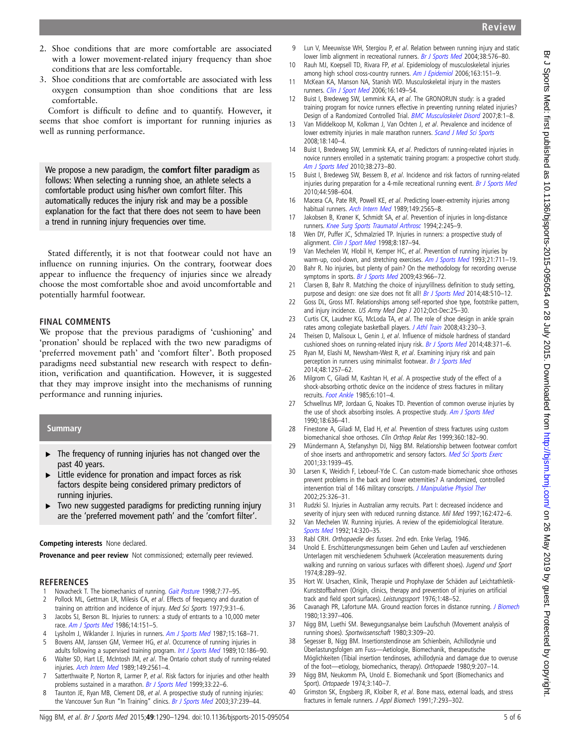2. Shoe conditions that are more comfortable are associated with a lower movement-related injury frequency than shoe conditions that are less comfortable.
3. Shoe conditions that are comfortable are associated with less oxygen consumption than shoe conditions that are less comfortable.

Comfort is difficult to define and to quantify. However, it seems that shoe comfort is important for running injuries as well as running performance.

We propose a new paradigm, the **comfort filter paradigm** as follows: When selecting a running shoe, an athlete selects a comfortable product using his/her own comfort filter. This automatically reduces the injury risk and may be a possible explanation for the fact that there does not seem to have been a trend in running injury frequencies over time.

Stated differently, it is not that footwear could not have an influence on running injuries. On the contrary, footwear does appear to influence the frequency of injuries since we already choose the most comfortable shoe and avoid uncomfortable and potentially harmful footwear.

## FINAL COMMENTS

We propose that the previous paradigms of 'cushioning' and 'pronation' should be replaced with the two new paradigms of 'preferred movement path' and 'comfort filter'. Both proposed paradigms need substantial new research with respect to definition, verification and quantification. However, it is suggested that they may improve insight into the mechanisms of running performance and running injuries.

### Summary

- The frequency of running injuries has not changed over the past 40 years.
- Little evidence for pronation and impact forces as risk factors despite being considered primary predictors of running injuries.
- Two new suggested paradigms for predicting running injury are the 'preferred movement path' and the 'comfort filter'.

**Competing interests** None declared.

**Provenance and peer review** Not commissioned; externally peer reviewed.

## REFERENCES

1. Novacheck T. The biomechanics of running. *Gait Posture* 1998;7:77–95.
2. Pollock ML, Gettman LR, Milesis CA, *et al*. Effects of frequency and duration of training on attrition and incidence of injury. *Med Sci Sports* 1977;9:31–6.
3. Jacobs SJ, Berson BL. Injuries to runners: a study of entrants to a 10,000 meter race. *Am J Sports Med* 1986;14:151–5.
4. Lysholm J, Wiklander J. Injuries in runners. *Am J Sports Med* 1987;15:168–71.
5. Bovens AM, Janssen GM, Vermeer HG, *et al*. Occurrence of running injuries in adults following a supervised training program. *Int J Sports Med* 1989;10:186–90.
6. Walter SD, Hart LE, McIntosh JM, *et al*. The Ontario cohort study of running-related injuries. *Arch Intern Med* 1989;149:2561–4.
7. Satterthwaite P, Norton R, Larmer P, *et al*. Risk factors for injuries and other health problems sustained in a marathon. *Br J Sports Med* 1999;33:22–6.
8. Taunton JE, Ryan MB, Clement DB, *et al*. A prospective study of running injuries: the Vancouver Sun Run "In Training" clinics. *Br J Sports Med* 2003;37:239–44.
9. Lun V, Meeuwisse WH, Stergiou P, *et al*. Relation between running injury and static lower limb alignment in recreational runners. *Br J Sports Med* 2004;38:576–80.
10. Rauh MJ, Koepsell TD, Rivara FP, *et al*. Epidemiology of musculoskeletal injuries among high school cross-country runners. *Am J Epidemiol* 2006;163:151–9.
11. McKean KA, Manson NA, Stanish WD. Musculoskeletal injury in the masters runners. *Clin J Sport Med* 2006;16:149–54.
12. Buist I, Bredeweg SW, Lemmink KA, *et al*. The GRONORUN study: is a graded training program for novice runners effective in preventing running related injuries? Design of a Randomized Controlled Trial. *BMC Musculoskelet Disord* 2007;8:1–8.
13. Van Middelkoop M, Kolkman J, Van Ochten J, *et al*. Prevalence and incidence of lower extremity injuries in male marathon runners. *Scand J Med Sci Sports* 2008;18:140–4.
14. Buist I, Bredeweg SW, Lemmink KA, *et al*. Predictors of running-related injuries in novice runners enrolled in a systematic training program: a prospective cohort study. *Am J Sports Med* 2010;38:273–80.
15. Buist I, Bredeweg SW, Bessem B, *et al*. Incidence and risk factors of running-related injuries during preparation for a 4-mile recreational running event. *Br J Sports Med* 2010;44:598–604.
16. Macera CA, Pate RR, Powell KE, *et al*. Predicting lower-extremity injuries among habitual runners. *Arch Intern Med* 1989;149:2565–8.
17. Jakobsen B, Krøner K, Schmidt SA, *et al*. Prevention of injuries in long-distance runners. *Knee Surg Sports Traumatol Arthrosc* 1994;2:245–9.
18. Wen DY, Puffer JC, Schmalzried TP. Injuries in runners: a prospective study of alignment. *Clin J Sport Med* 1998;8:187–94.
19. Van Mechelen W, Hlobil H, Kemper HC, *et al*. Prevention of running injuries by warm-up, cool-down, and stretching exercises. *Am J Sports Med* 1993;21:711–19.
20. Bahr R. No injuries, but plenty of pain? On the methodology for recording overuse symptoms in sports. *Br J Sports Med* 2009;43:966–72.
21. Clarsen B, Bahr R. Matching the choice of injury/illness definition to study setting, purpose and design: one size does not fit all! *Br J Sports Med* 2014;48:510–12.
22. Goss DL, Gross MT. Relationships among self-reported shoe type, footstrike pattern, and injury incidence. *US Army Med Dep J* 2012;Oct-Dec:25–30.
23. Curtis CK, Laudner KG, McLoda TA, *et al*. The role of shoe design in ankle sprain rates among collegiate basketball players. *J Athl Train* 2008;43:230–3.
24. Theisen D, Malisoux L, Genin J, *et al*. Influence of midsole hardness of standard cushioned shoes on running-related injury risk. *Br J Sports Med* 2014;48:371–6.
25. Ryan M, Elashi M, Newsham-West R, *et al*. Examining injury risk and pain perception in runners using minimalist footwear. *Br J Sports Med* 2014;48:1257–62.
26. Milgrom C, Giladi M, Kashtan H, *et al*. A prospective study of the effect of a shock-absorbing orthotic device on the incidence of stress fractures in military recruits. *Foot Ankle* 1985;6:101–4.
27. Schwellnus MP, Jordaan G, Noakes TD. Prevention of common overuse injuries by the use of shock absorbing insoles. A prospective study. *Am J Sports Med* 1990;18:636–41.
28. Finestone A, Giladi M, Elad H, *et al*. Prevention of stress fractures using custom biomechanical shoe orthoses. *Clin Orthop Relat Res* 1999;360:182–90.
29. Mündermann A, Stefanyshyn DJ, Nigg BM. Relationship between footwear comfort of shoe inserts and anthropometric and sensory factors. *Med Sci Sports Exerc* 2001;33:1939–45.
30. Larsen K, Weidich F, Leboeuf-Yde C. Can custom-made biomechanic shoe orthoses prevent problems in the back and lower extremities? A randomized, controlled intervention trial of 146 military conscripts. *J Manipulative Physiol Ther* 2002;25:326–31.
31. Rudzki SJ. Injuries in Australian army recruits. Part I: decreased incidence and severity of injury seen with reduced running distance. *Mil Med* 1997;162:472–6.
32. Van Mechelen W. Running injuries. A review of the epidemiological literature. *Sports Med* 1992;14:320–35.
33. Rabl CRH. *Orthopaedie des fusses*. 2nd edn. Enke Verlag, 1946.
34. Unold E. Erschütterungsmessungen beim Gehen und Laufen auf verschiedenen Unterlagen mit verschiedenem Schuhwerk (Acceleration measurements during walking and running on various surfaces with different shoes). *Jugend und Sport* 1974;8:289–92.
35. Hort W. Ursachen, Klinik, Therapie und Prophylaxe der Schäden auf Leichtathletik-Kunststoffbahnen (Origin, clinics, therapy and prevention of injuries on artificial track and field sport surfaces). *Leistungssport* 1976;1:48–52.
36. Cavanagh PR, Lafortune MA. Ground reaction forces in distance running. *J Biomech* 1980;13:397–406.
37. Nigg BM, Luethi SM. Bewegungsanalyse beim Laufschuh (Movement analysis of running shoes). *Sportwissenschaft* 1980;3:309–20.
38. Segesser B, Nigg BM. Insertionstendinose am Schienbein, Achillodynie und Überlastungsfolgen am Fuss—Aetiologie, Biomechanik, therapeutische Möglichkeiten (Tibial insertion tendinoses, achillodynia and damage due to overuse of the foot—etiology, biomechanics, therapy). *Orthopaede* 1980;9:207–14.
39. Nigg BM, Neukomm PA, Unold E. Biomechanik und Sport (Biomechanics and Sport). *Ortopaede* 1974;3:140–7.
40. Grimston SK, Engsberg JR, Kloiber R, *et al*. Bone mass, external loads, and stress fractures in female runners. *J Appl Biomech* 1991;7:293–302.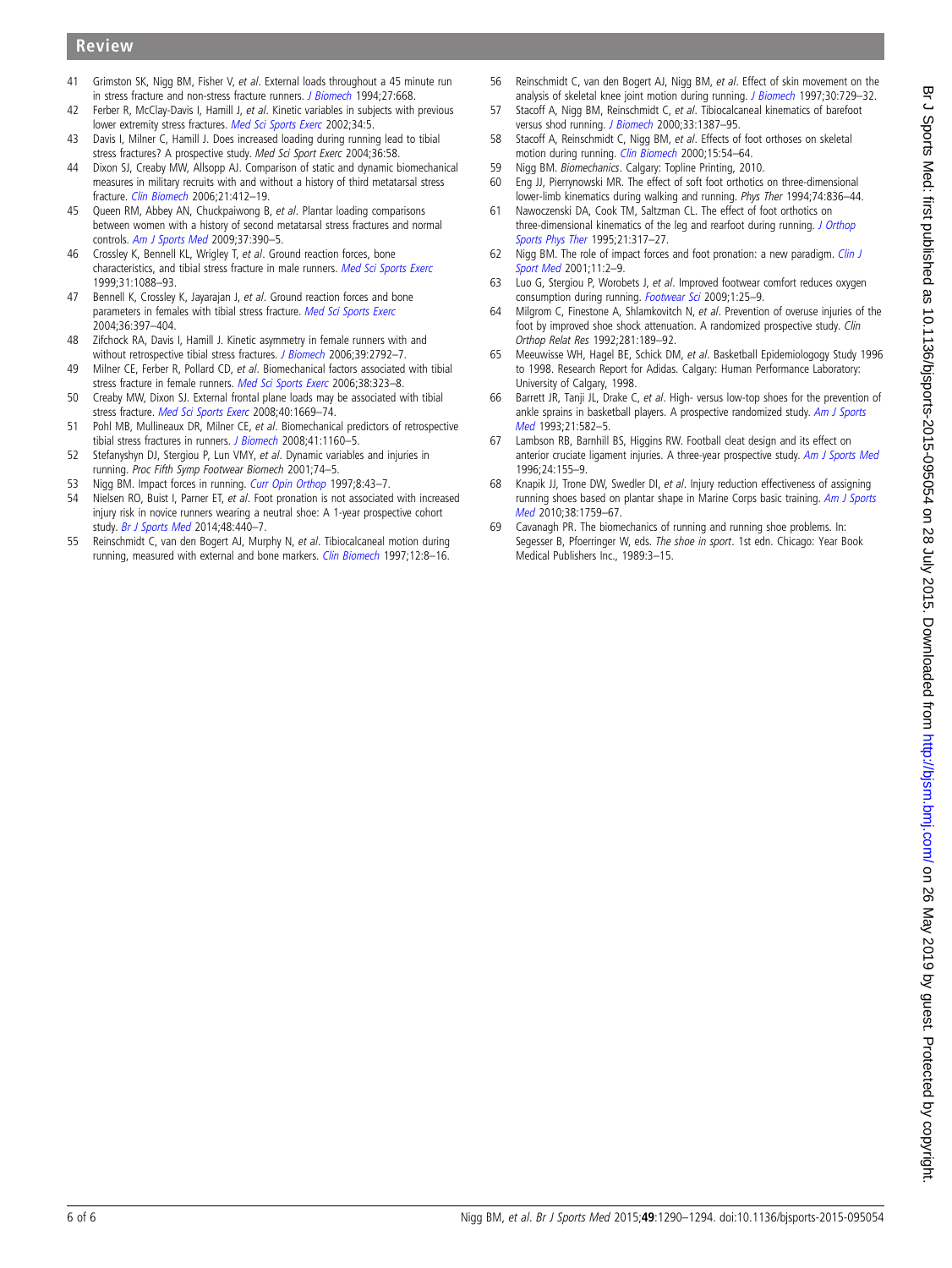41 Grimston SK, Nigg BM, Fisher V, *et al*. External loads throughout a 45 minute run in stress fracture and non-stress fracture runners. *J Biomech* 1994;27:668.

42 Ferber R, McClay-Davis I, Hamill J, *et al*. Kinetic variables in subjects with previous lower extremity stress fractures. *Med Sci Sports Exerc* 2002;34:5.

43 Davis I, Milner C, Hamill J. Does increased loading during running lead to tibial stress fractures? A prospective study. *Med Sci Sport Exerc* 2004;36:58.

44 Dixon SJ, Creaby MW, Allsopp AJ. Comparison of static and dynamic biomechanical measures in military recruits with and without a history of third metatarsal stress fracture. *Clin Biomech* 2006;21:412–19.

45 Queen RM, Abbey AN, Chuckpaiwong B, *et al*. Plantar loading comparisons between women with a history of second metatarsal stress fractures and normal controls. *Am J Sports Med* 2009;37:390–5.

46 Crossley K, Bennell KL, Wrigley T, *et al*. Ground reaction forces, bone characteristics, and tibial stress fracture in male runners. *Med Sci Sports Exerc* 1999;31:1088–93.

47 Bennell K, Crossley K, Jayarajan J, *et al*. Ground reaction forces and bone parameters in females with tibial stress fracture. *Med Sci Sports Exerc* 2004;36:397–404.

48 Zifchock RA, Davis I, Hamill J. Kinetic asymmetry in female runners with and without retrospective tibial stress fractures. *J Biomech* 2006;39:2792–7.

49 Milner CE, Ferber R, Pollard CD, *et al*. Biomechanical factors associated with tibial stress fracture in female runners. *Med Sci Sports Exerc* 2006;38:323–8.

50 Creaby MW, Dixon SJ. External frontal plane loads may be associated with tibial stress fracture. *Med Sci Sports Exerc* 2008;40:1669–74.

51 Pohl MB, Mullineaux DR, Milner CE, *et al*. Biomechanical predictors of retrospective tibial stress fractures in runners. *J Biomech* 2008;41:1160–5.

52 Stefanyshyn DJ, Stergiou P, Lun VMY, *et al*. Dynamic variables and injuries in running. *Proc Fifth Symp Footwear Biomech* 2001;74–5.

53 Nigg BM. Impact forces in running. *Curr Opin Orthop* 1997;8:43–7.

54 Nielsen RO, Buist I, Parner ET, *et al*. Foot pronation is not associated with increased injury risk in novice runners wearing a neutral shoe: A 1-year prospective cohort study. *Br J Sports Med* 2014;48:440–7.

55 Reinschmidt C, van den Bogert AJ, Murphy N, *et al*. Tibiocalcaneal motion during running, measured with external and bone markers. *Clin Biomech* 1997;12:8–16.

56 Reinschmidt C, van den Bogert AJ, Nigg BM, *et al*. Effect of skin movement on the analysis of skeletal knee joint motion during running. *J Biomech* 1997;30:729–32.

57 Stacoff A, Nigg BM, Reinschmidt C, *et al*. Tibiocalcaneal kinematics of barefoot versus shod running. *J Biomech* 2000;33:1387–95.

58 Stacoff A, Reinschmidt C, Nigg BM, *et al*. Effects of foot orthoses on skeletal motion during running. *Clin Biomech* 2000;15:54–64.

59 Nigg BM. *Biomechanics*. Calgary: Topline Printing, 2010.

60 Eng JJ, Pierrynowski MR. The effect of soft foot orthotics on three-dimensional lower-limb kinematics during walking and running. *Phys Ther* 1994;74:836–44.

61 Nawoczenski DA, Cook TM, Saltzman CL. The effect of foot orthotics on three-dimensional kinematics of the leg and rearfoot during running. *J Orthop Sports Phys Ther* 1995;21:317–27.

62 Nigg BM. The role of impact forces and foot pronation: a new paradigm. *Clin J Sport Med* 2001;11:2–9.

63 Luo G, Stergiou P, Worobets J, *et al*. Improved footwear comfort reduces oxygen consumption during running. *Footwear Sci* 2009;1:25–9.

64 Milgrom C, Finestone A, Shlamkovitch N, *et al*. Prevention of overuse injuries of the foot by improved shoe shock attenuation. A randomized prospective study. *Clin Orthop Relat Res* 1992;281:189–92.

65 Meeuwisse WH, Hagel BE, Schick DM, *et al*. Basketball Epidemiology Study 1996 to 1998. Research Report for Adidas. Calgary: Human Performance Laboratory: University of Calgary, 1998.

66 Barrett JR, Tanji JL, Drake C, *et al*. High- versus low-top shoes for the prevention of ankle sprains in basketball players. A prospective randomized study. *Am J Sports Med* 1993;21:582–5.

67 Lambson RB, Barnhill BS, Higgins RW. Football cleat design and its effect on anterior cruciate ligament injuries. A three-year prospective study. *Am J Sports Med* 1996;24:155–9.

68 Knapik JJ, Trone DW, Swedler DI, *et al*. Injury reduction effectiveness of assigning running shoes based on plantar shape in Marine Corps basic training. *Am J Sports Med* 2010;38:1759–67.

69 Cavanagh PR. The biomechanics of running and running shoe problems. In: Segesser B, Pfoerringer W, eds. *The shoe in sport*. 1st edn. Chicago: Year Book Medical Publishers Inc., 1989:3–15.